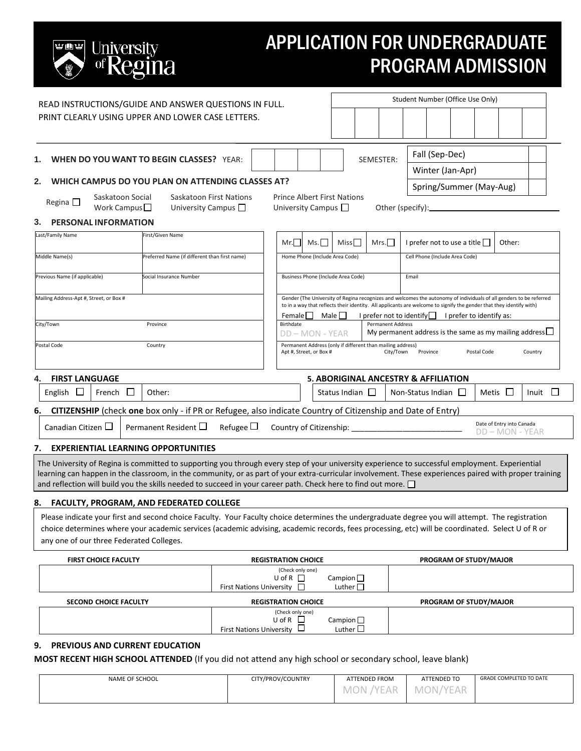University of Regina

# APPLICATION FOR UNDERGRADUATE PROGRAM ADMISSION

READ INSTRUCTIONS/GUIDE AND ANSWER QUESTIONS IN FULL.
PRINT CLEARLY USING UPPER AND LOWER CASE LETTERS.

Student Number (Office Use Only)

**1. WHEN DO YOU WANT TO BEGIN CLASSES?** YEAR: ____ SEMESTER:

- Fall (Sep-Dec) ☐
- Winter (Jan-Apr) ☐
- Spring/Summer (May-Aug) ☐

**2. WHICH CAMPUS DO YOU PLAN ON ATTENDING CLASSES AT?**

Regina ☐ Saskatoon Social Work Campus ☐ Saskatoon First Nations University Campus ☐ Prince Albert First Nations University Campus ☐ Other (specify): ____

**3. PERSONAL INFORMATION**

| Last/Family Name | First/Given Name |
|---|---|
| Middle Name(s) | Preferred Name (if different than first name) |
| Previous Name (if applicable) | Social Insurance Number |
| Mailing Address-Apt #, Street, or Box # | |
| City/Town | Province |
| Postal Code | Country |

Mr. ☐ Ms. ☐ Miss ☐ Mrs. ☐ I prefer not to use a title ☐ Other:

| Home Phone (Include Area Code) | Cell Phone (Include Area Code) |
|---|---|
| Business Phone (Include Area Code) | Email |

Gender (The University of Regina recognizes and welcomes the autonomy of individuals of all genders to be referred to in a way that reflects their identity. All applicants are welcome to signify the gender that they identify with)

Female ☐ Male ☐ I prefer not to identify ☐ I prefer to identify as:

Birthdate DD – MON - YEAR

Permanent Address: My permanent address is the same as my mailing address ☐

Permanent Address (only if different than mailing address) Apt #, Street, or Box # City/Town Province Postal Code Country

**4. FIRST LANGUAGE**

English ☐ French ☐ Other:

**5. ABORIGINAL ANCESTRY & AFFILIATION**

Status Indian ☐ Non-Status Indian ☐ Metis ☐ Inuit ☐

**6. CITIZENSHIP** (check **one** box only - if PR or Refugee, also indicate Country of Citizenship and Date of Entry)

Canadian Citizen ☐ Permanent Resident ☐ Refugee ☐ Country of Citizenship: ____________________ Date of Entry into Canada DD – MON - YEAR

**7. EXPERIENTIAL LEARNING OPPORTUNITIES**

The University of Regina is committed to supporting you through every step of your university experience to successful employment. Experiential learning can happen in the classroom, in the community, or as part of your extra-curricular involvement. These experiences paired with proper training and reflection will build you the skills needed to succeed in your career path. Check here to find out more. ☐

**8. FACULTY, PROGRAM, AND FEDERATED COLLEGE**

Please indicate your first and second choice Faculty. Your Faculty choice determines the undergraduate degree you will attempt. The registration choice determines where your academic services (academic advising, academic records, fees processing, etc) will be coordinated. Select U of R or any one of our three Federated Colleges.

| FIRST CHOICE FACULTY | REGISTRATION CHOICE | PROGRAM OF STUDY/MAJOR |
|---|---|---|
| | (Check only one) U of R ☐ Campion ☐ First Nations University ☐ Luther ☐ | |

| SECOND CHOICE FACULTY | REGISTRATION CHOICE | PROGRAM OF STUDY/MAJOR |
|---|---|---|
| | (Check only one) U of R ☐ Campion ☐ First Nations University ☐ Luther ☐ | |

**9. PREVIOUS AND CURRENT EDUCATION**

**MOST RECENT HIGH SCHOOL ATTENDED** (If you did not attend any high school or secondary school, leave blank)

| NAME OF SCHOOL | CITY/PROV/COUNTRY | ATTENDED FROM | ATTENDED TO | GRADE COMPLETED TO DATE |
|---|---|---|---|---|
| | | MON /YEAR | MON/YEAR | |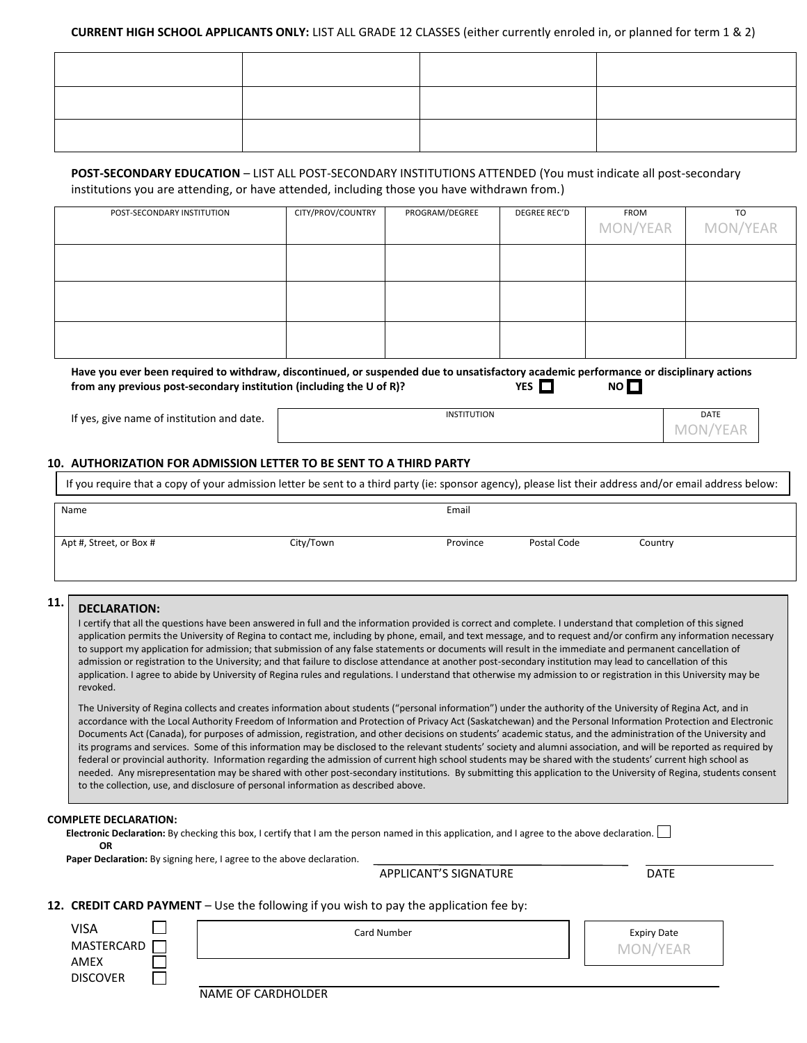**CURRENT HIGH SCHOOL APPLICANTS ONLY:** LIST ALL GRADE 12 CLASSES (either currently enroled in, or planned for term 1 & 2)

| | | | |
|---|---|---|---|
| | | | |
| | | | |
| | | | |

**POST-SECONDARY EDUCATION** – LIST ALL POST-SECONDARY INSTITUTIONS ATTENDED (You must indicate all post-secondary institutions you are attending, or have attended, including those you have withdrawn from.)

| POST-SECONDARY INSTITUTION | CITY/PROV/COUNTRY | PROGRAM/DEGREE | DEGREE REC'D | FROM MON/YEAR | TO MON/YEAR |
|---|---|---|---|---|---|
| | | | | | |
| | | | | | |
| | | | | | |

**Have you ever been required to withdraw, discontinued, or suspended due to unsatisfactory academic performance or disciplinary actions from any previous post-secondary institution (including the U of R)?** **YES** ☐ **NO** ☐

If yes, give name of institution and date.

| INSTITUTION | DATE MON/YEAR |
|---|---|
| | |

## 10. AUTHORIZATION FOR ADMISSION LETTER TO BE SENT TO A THIRD PARTY

If you require that a copy of your admission letter be sent to a third party (ie: sponsor agency), please list their address and/or email address below:

| Name | | Email | | |
|---|---|---|---|---|
| **Apt #, Street, or Box #** | **City/Town** | **Province** | **Postal Code** | **Country** |
| | | | | |

## 11. DECLARATION:

I certify that all the questions have been answered in full and the information provided is correct and complete. I understand that completion of this signed application permits the University of Regina to contact me, including by phone, email, and text message, and to request and/or confirm any information necessary to support my application for admission; that submission of any false statements or documents will result in the immediate and permanent cancellation of admission or registration to the University; and that failure to disclose attendance at another post-secondary institution may lead to cancellation of this application. I agree to abide by University of Regina rules and regulations. I understand that otherwise my admission to or registration in this University may be revoked.

The University of Regina collects and creates information about students ("personal information") under the authority of the University of Regina Act, and in accordance with the Local Authority Freedom of Information and Protection of Privacy Act (Saskatchewan) and the Personal Information Protection and Electronic Documents Act (Canada), for purposes of admission, registration, and other decisions on students' academic status, and the administration of the University and its programs and services. Some of this information may be disclosed to the relevant students' society and alumni association, and will be reported as required by federal or provincial authority. Information regarding the admission of current high school students may be shared with the students' current high school as needed. Any misrepresentation may be shared with other post-secondary institutions. By submitting this application to the University of Regina, students consent to the collection, use, and disclosure of personal information as described above.

**COMPLETE DECLARATION:**

**Electronic Declaration:** By checking this box, I certify that I am the person named in this application, and I agree to the above declaration. ☐

**OR**

**Paper Declaration:** By signing here, I agree to the above declaration.

APPLICANT'S SIGNATURE _______________ DATE _______________

## 12. CREDIT CARD PAYMENT – Use the following if you wish to pay the application fee by:

- VISA ☐
- MASTERCARD ☐
- AMEX ☐
- DISCOVER ☐

| Card Number | Expiry Date MON/YEAR |
|---|---|
| | |

NAME OF CARDHOLDER _______________